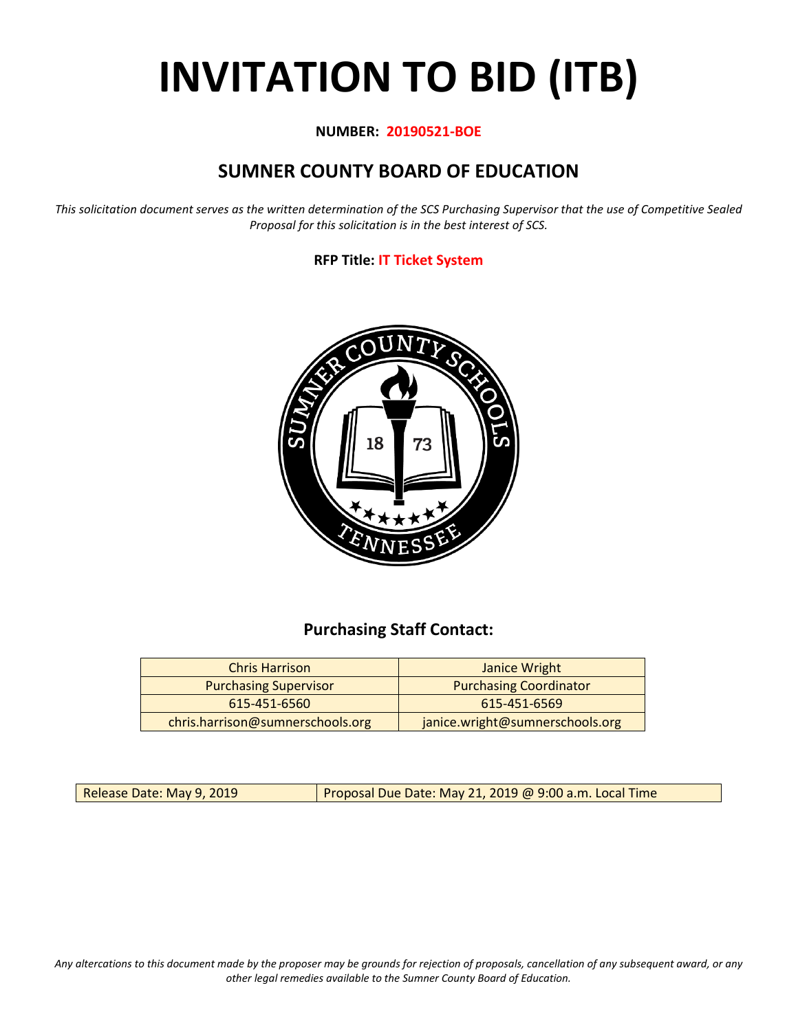# INVITATION TO BID (ITB)

**NUMBER: 20190521-BOE**

## SUMNER COUNTY BOARD OF EDUCATION

*This solicitation document serves as the written determination of the SCS Purchasing Supervisor that the use of Competitive Sealed Proposal for this solicitation is in the best interest of SCS.*

**RFP Title: IT Ticket System**

### Purchasing Staff Contact:

| Chris Harrison | Janice Wright |
|---|---|
| Purchasing Supervisor | Purchasing Coordinator |
| 615-451-6560 | 615-451-6569 |
| chris.harrison@sumnerschools.org | janice.wright@sumnerschools.org |

| Release Date: May 9, 2019 | Proposal Due Date: May 21, 2019 @ 9:00 a.m. Local Time |
|---|---|

*Any altercations to this document made by the proposer may be grounds for rejection of proposals, cancellation of any subsequent award, or any other legal remedies available to the Sumner County Board of Education.*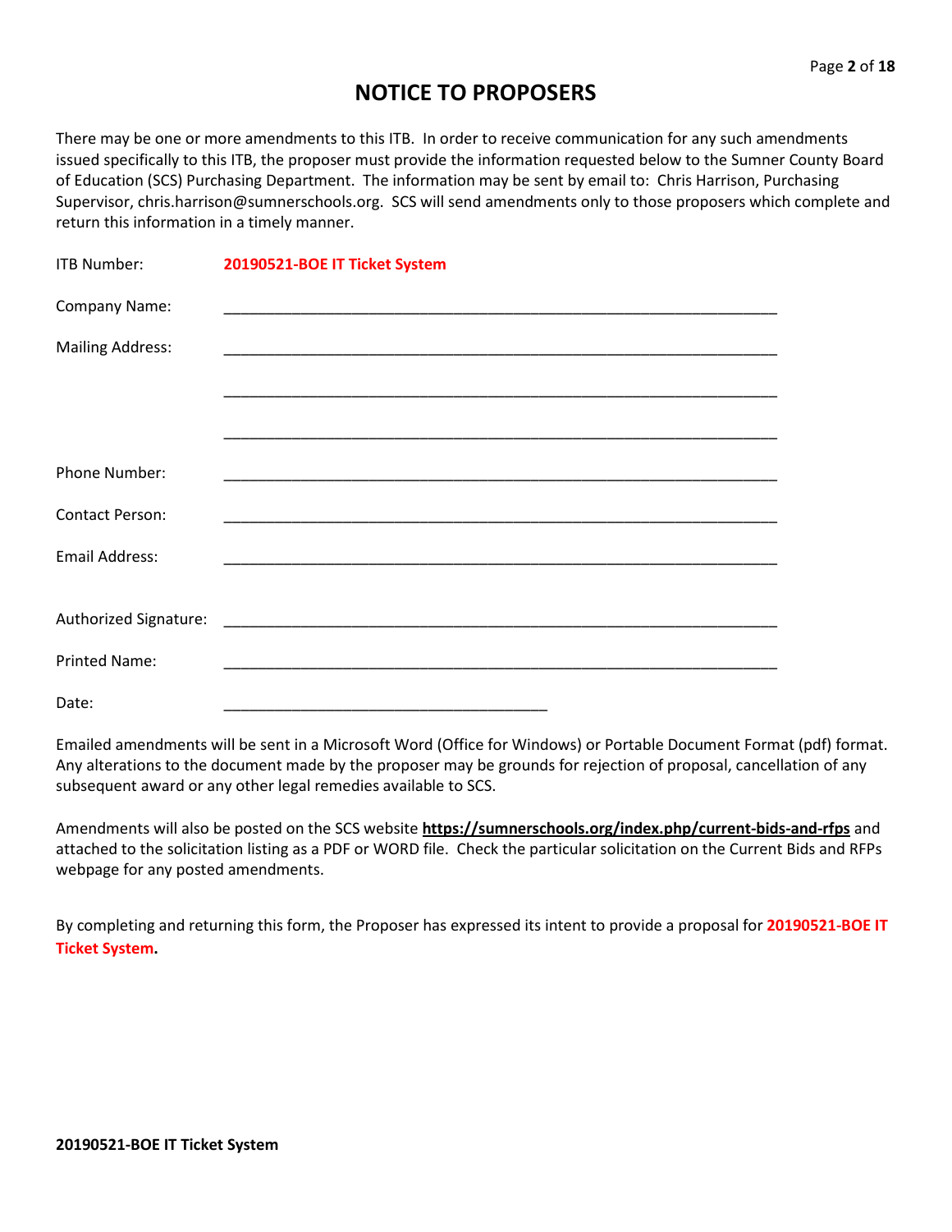# NOTICE TO PROPOSERS

There may be one or more amendments to this ITB. In order to receive communication for any such amendments issued specifically to this ITB, the proposer must provide the information requested below to the Sumner County Board of Education (SCS) Purchasing Department. The information may be sent by email to: Chris Harrison, Purchasing Supervisor, chris.harrison@sumnerschools.org. SCS will send amendments only to those proposers which complete and return this information in a timely manner.

ITB Number: **20190521-BOE IT Ticket System**

Company Name: ______________________________________________________________

Mailing Address: ______________________________________________________________

______________________________________________________________

______________________________________________________________

Phone Number: ______________________________________________________________

Contact Person: ______________________________________________________________

Email Address: ______________________________________________________________

Authorized Signature: ______________________________________________________________

Printed Name: ______________________________________________________________

Date: ____________________________________

Emailed amendments will be sent in a Microsoft Word (Office for Windows) or Portable Document Format (pdf) format. Any alterations to the document made by the proposer may be grounds for rejection of proposal, cancellation of any subsequent award or any other legal remedies available to SCS.

Amendments will also be posted on the SCS website **https://sumnerschools.org/index.php/current-bids-and-rfps** and attached to the solicitation listing as a PDF or WORD file. Check the particular solicitation on the Current Bids and RFPs webpage for any posted amendments.

By completing and returning this form, the Proposer has expressed its intent to provide a proposal for **20190521-BOE IT Ticket System.**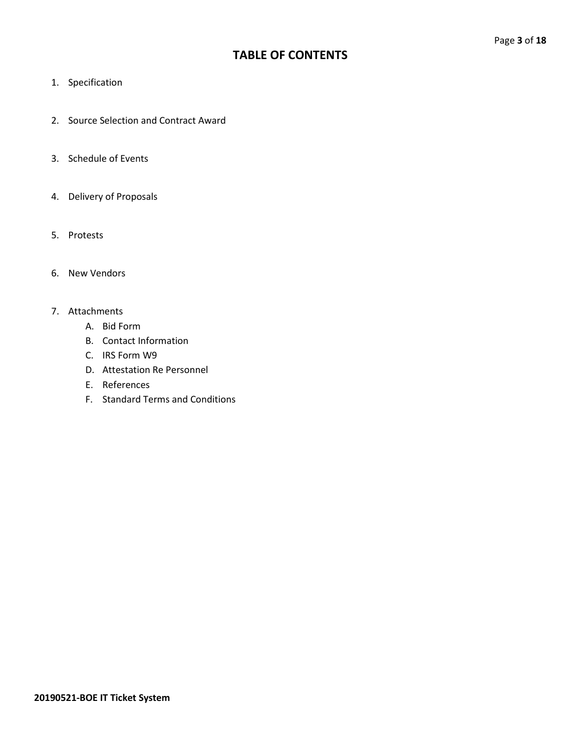# TABLE OF CONTENTS

1. Specification
2. Source Selection and Contract Award
3. Schedule of Events
4. Delivery of Proposals
5. Protests
6. New Vendors
7. Attachments
   A. Bid Form
   B. Contact Information
   C. IRS Form W9
   D. Attestation Re Personnel
   E. References
   F. Standard Terms and Conditions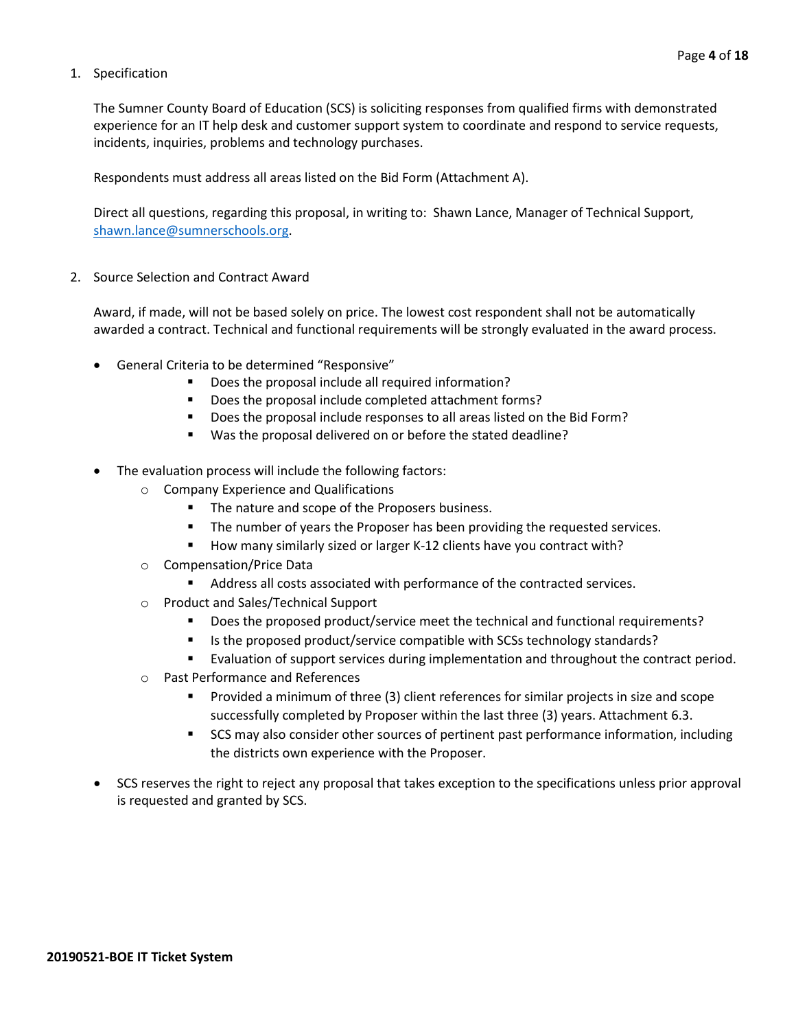1. Specification

   The Sumner County Board of Education (SCS) is soliciting responses from qualified firms with demonstrated experience for an IT help desk and customer support system to coordinate and respond to service requests, incidents, inquiries, problems and technology purchases.

   Respondents must address all areas listed on the Bid Form (Attachment A).

   Direct all questions, regarding this proposal, in writing to: Shawn Lance, Manager of Technical Support, [shawn.lance@sumnerschools.org](mailto:shawn.lance@sumnerschools.org).

2. Source Selection and Contract Award

   Award, if made, will not be based solely on price. The lowest cost respondent shall not be automatically awarded a contract. Technical and functional requirements will be strongly evaluated in the award process.

   - General Criteria to be determined "Responsive"
     - Does the proposal include all required information?
     - Does the proposal include completed attachment forms?
     - Does the proposal include responses to all areas listed on the Bid Form?
     - Was the proposal delivered on or before the stated deadline?

   - The evaluation process will include the following factors:
     - Company Experience and Qualifications
       - The nature and scope of the Proposers business.
       - The number of years the Proposer has been providing the requested services.
       - How many similarly sized or larger K-12 clients have you contract with?
     - Compensation/Price Data
       - Address all costs associated with performance of the contracted services.
     - Product and Sales/Technical Support
       - Does the proposed product/service meet the technical and functional requirements?
       - Is the proposed product/service compatible with SCSs technology standards?
       - Evaluation of support services during implementation and throughout the contract period.
     - Past Performance and References
       - Provided a minimum of three (3) client references for similar projects in size and scope successfully completed by Proposer within the last three (3) years. Attachment 6.3.
       - SCS may also consider other sources of pertinent past performance information, including the districts own experience with the Proposer.

   - SCS reserves the right to reject any proposal that takes exception to the specifications unless prior approval is requested and granted by SCS.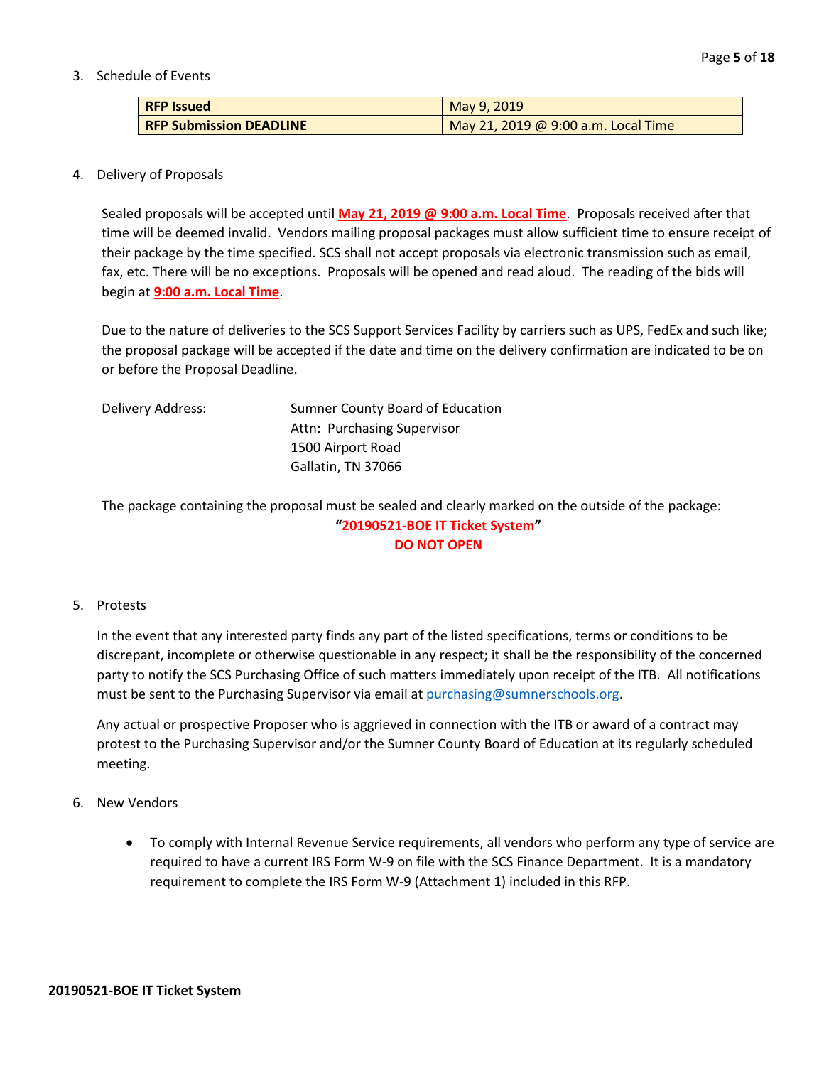3. Schedule of Events

| **RFP Issued** | May 9, 2019 |
|---|---|
| **RFP Submission DEADLINE** | May 21, 2019 @ 9:00 a.m. Local Time |

4. Delivery of Proposals

Sealed proposals will be accepted until **May 21, 2019 @ 9:00 a.m. Local Time**. Proposals received after that time will be deemed invalid. Vendors mailing proposal packages must allow sufficient time to ensure receipt of their package by the time specified. SCS shall not accept proposals via electronic transmission such as email, fax, etc. There will be no exceptions. Proposals will be opened and read aloud. The reading of the bids will begin at **9:00 a.m. Local Time**.

Due to the nature of deliveries to the SCS Support Services Facility by carriers such as UPS, FedEx and such like; the proposal package will be accepted if the date and time on the delivery confirmation are indicated to be on or before the Proposal Deadline.

Delivery Address:

Sumner County Board of Education
Attn: Purchasing Supervisor
1500 Airport Road
Gallatin, TN 37066

The package containing the proposal must be sealed and clearly marked on the outside of the package:

**"20190521-BOE IT Ticket System"**
**DO NOT OPEN**

5. Protests

In the event that any interested party finds any part of the listed specifications, terms or conditions to be discrepant, incomplete or otherwise questionable in any respect; it shall be the responsibility of the concerned party to notify the SCS Purchasing Office of such matters immediately upon receipt of the ITB. All notifications must be sent to the Purchasing Supervisor via email at purchasing@sumnerschools.org.

Any actual or prospective Proposer who is aggrieved in connection with the ITB or award of a contract may protest to the Purchasing Supervisor and/or the Sumner County Board of Education at its regularly scheduled meeting.

6. New Vendors

- To comply with Internal Revenue Service requirements, all vendors who perform any type of service are required to have a current IRS Form W-9 on file with the SCS Finance Department. It is a mandatory requirement to complete the IRS Form W-9 (Attachment 1) included in this RFP.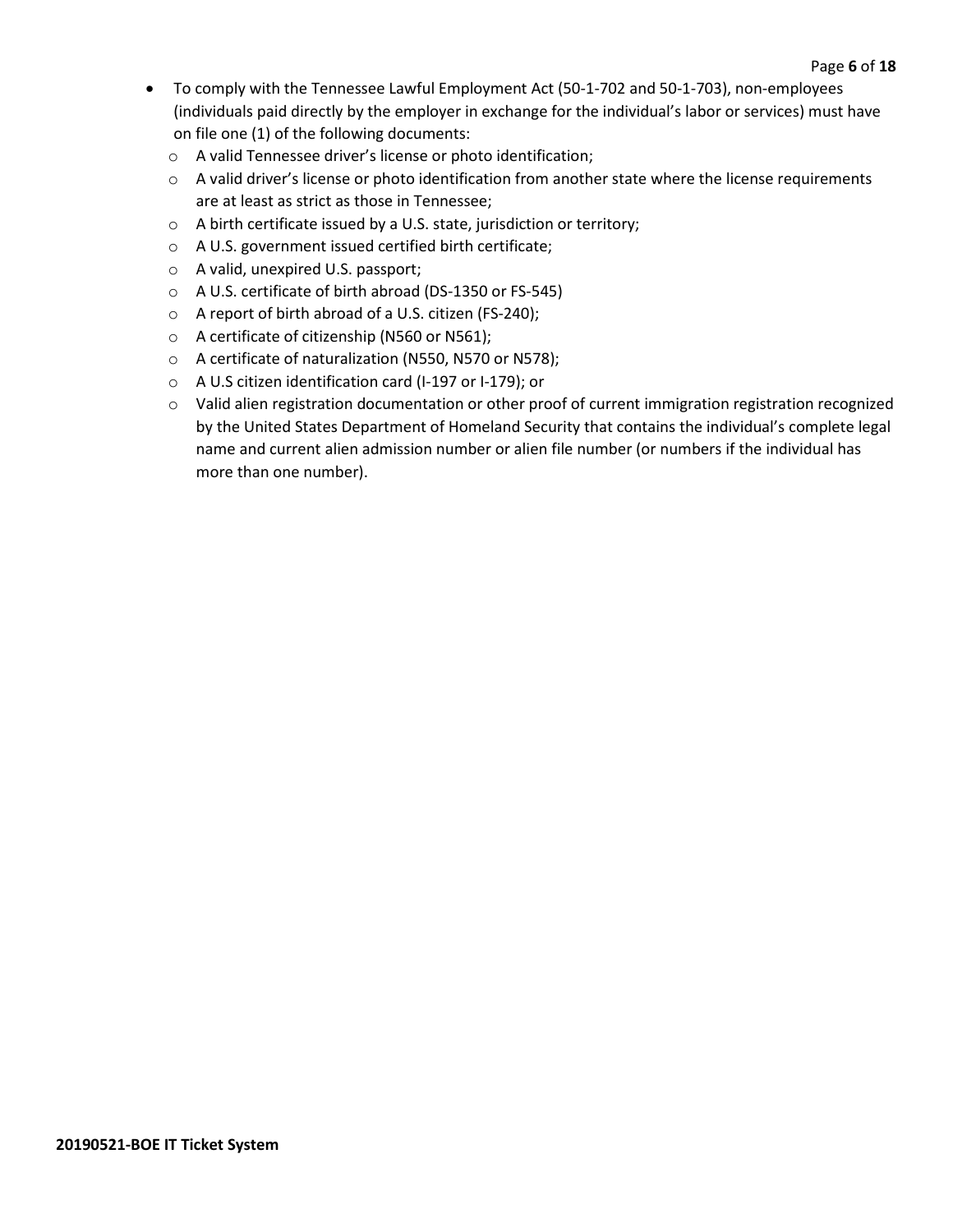- To comply with the Tennessee Lawful Employment Act (50-1-702 and 50-1-703), non-employees (individuals paid directly by the employer in exchange for the individual's labor or services) must have on file one (1) of the following documents:
  - A valid Tennessee driver's license or photo identification;
  - A valid driver's license or photo identification from another state where the license requirements are at least as strict as those in Tennessee;
  - A birth certificate issued by a U.S. state, jurisdiction or territory;
  - A U.S. government issued certified birth certificate;
  - A valid, unexpired U.S. passport;
  - A U.S. certificate of birth abroad (DS-1350 or FS-545)
  - A report of birth abroad of a U.S. citizen (FS-240);
  - A certificate of citizenship (N560 or N561);
  - A certificate of naturalization (N550, N570 or N578);
  - A U.S citizen identification card (I-197 or I-179); or
  - Valid alien registration documentation or other proof of current immigration registration recognized by the United States Department of Homeland Security that contains the individual's complete legal name and current alien admission number or alien file number (or numbers if the individual has more than one number).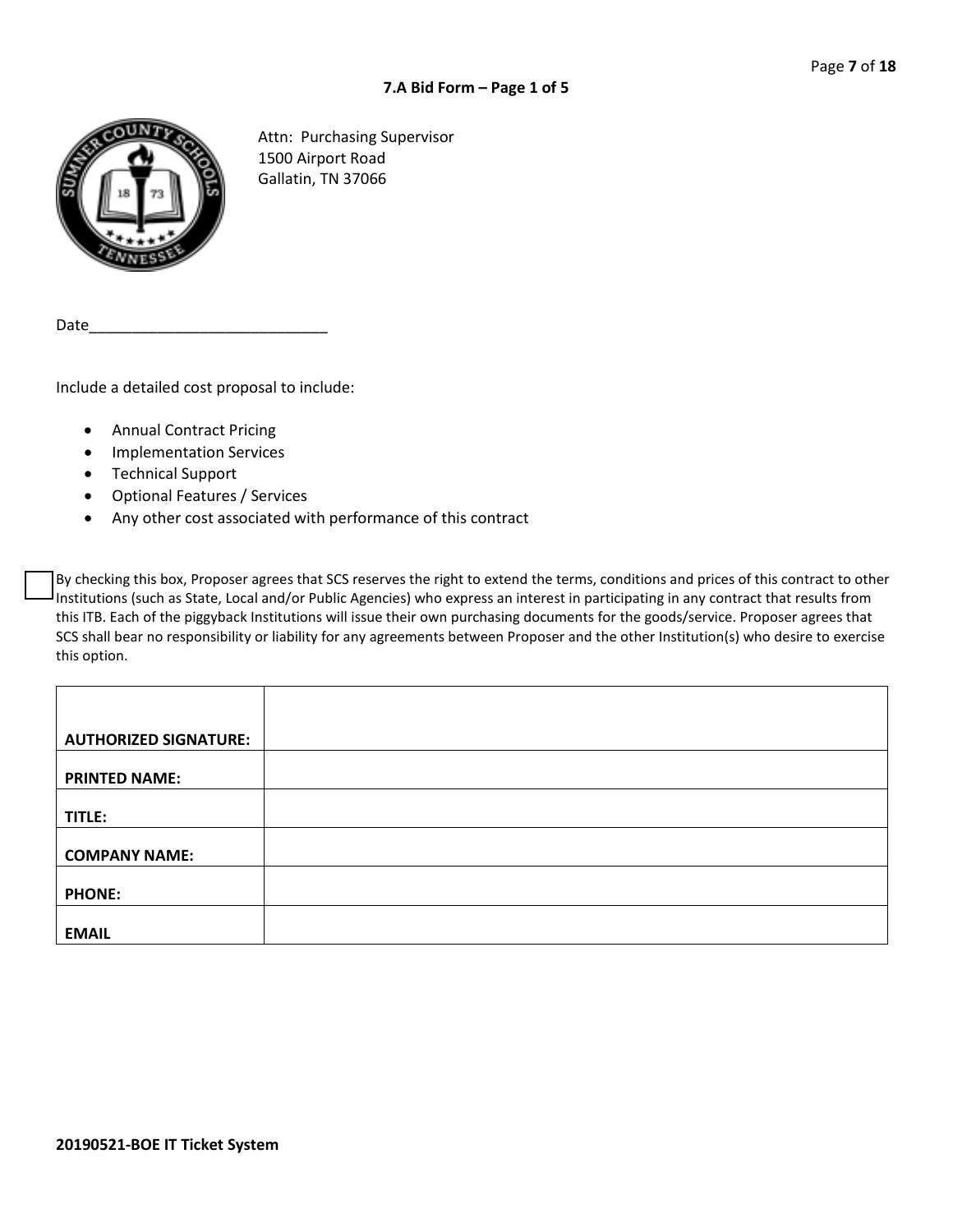### 7.A Bid Form – Page 1 of 5

Attn: Purchasing Supervisor
1500 Airport Road
Gallatin, TN 37066

Date_____________________________

Include a detailed cost proposal to include:

- Annual Contract Pricing
- Implementation Services
- Technical Support
- Optional Features / Services
- Any other cost associated with performance of this contract

☐ By checking this box, Proposer agrees that SCS reserves the right to extend the terms, conditions and prices of this contract to other Institutions (such as State, Local and/or Public Agencies) who express an interest in participating in any contract that results from this ITB. Each of the piggyback Institutions will issue their own purchasing documents for the goods/service. Proposer agrees that SCS shall bear no responsibility or liability for any agreements between Proposer and the other Institution(s) who desire to exercise this option.

| | |
|---|---|
| **AUTHORIZED SIGNATURE:** | |
| **PRINTED NAME:** | |
| **TITLE:** | |
| **COMPANY NAME:** | |
| **PHONE:** | |
| **EMAIL** | |

**20190521-BOE IT Ticket System**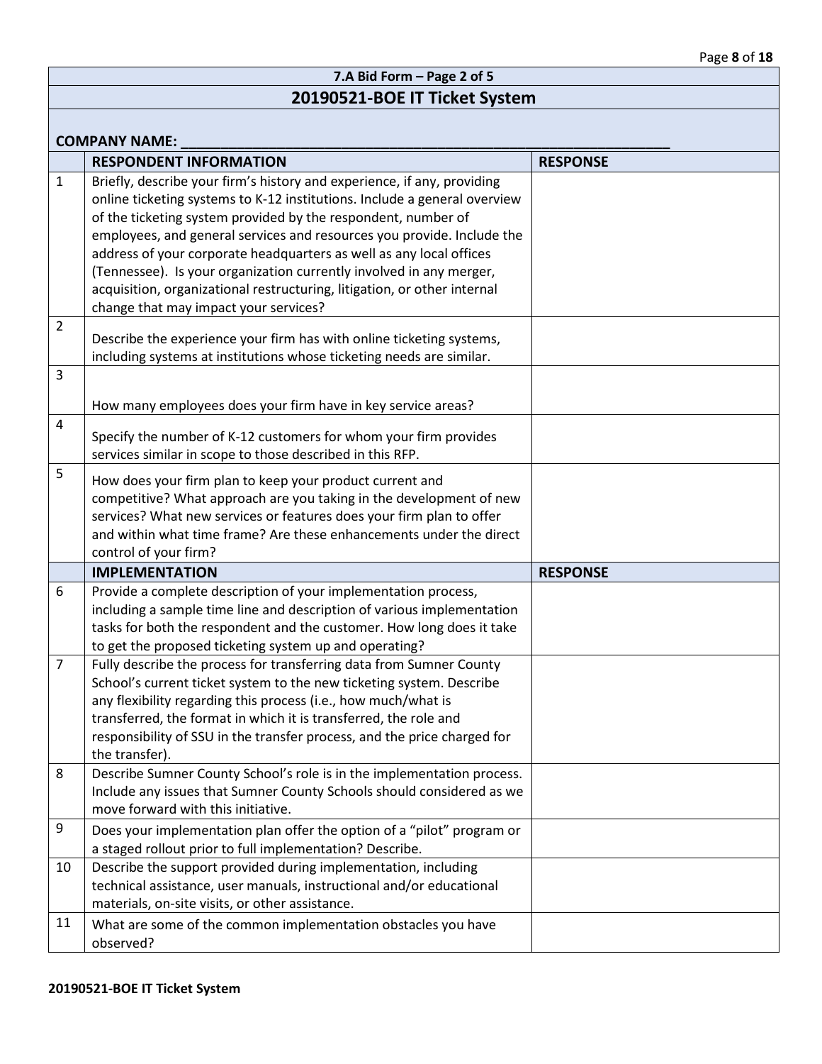## 7.A Bid Form – Page 2 of 5

## 20190521-BOE IT Ticket System

**COMPANY NAME:** ___________________________________________________________

| | RESPONDENT INFORMATION | RESPONSE |
|---|---|---|
| 1 | Briefly, describe your firm's history and experience, if any, providing online ticketing systems to K-12 institutions. Include a general overview of the ticketing system provided by the respondent, number of employees, and general services and resources you provide. Include the address of your corporate headquarters as well as any local offices (Tennessee). Is your organization currently involved in any merger, acquisition, organizational restructuring, litigation, or other internal change that may impact your services? | |
| 2 | Describe the experience your firm has with online ticketing systems, including systems at institutions whose ticketing needs are similar. | |
| 3 | How many employees does your firm have in key service areas? | |
| 4 | Specify the number of K-12 customers for whom your firm provides services similar in scope to those described in this RFP. | |
| 5 | How does your firm plan to keep your product current and competitive? What approach are you taking in the development of new services? What new services or features does your firm plan to offer and within what time frame? Are these enhancements under the direct control of your firm? | |
| | **IMPLEMENTATION** | **RESPONSE** |
| 6 | Provide a complete description of your implementation process, including a sample time line and description of various implementation tasks for both the respondent and the customer. How long does it take to get the proposed ticketing system up and operating? | |
| 7 | Fully describe the process for transferring data from Sumner County School's current ticket system to the new ticketing system. Describe any flexibility regarding this process (i.e., how much/what is transferred, the format in which it is transferred, the role and responsibility of SSU in the transfer process, and the price charged for the transfer). | |
| 8 | Describe Sumner County School's role is in the implementation process. Include any issues that Sumner County Schools should considered as we move forward with this initiative. | |
| 9 | Does your implementation plan offer the option of a "pilot" program or a staged rollout prior to full implementation? Describe. | |
| 10 | Describe the support provided during implementation, including technical assistance, user manuals, instructional and/or educational materials, on-site visits, or other assistance. | |
| 11 | What are some of the common implementation obstacles you have observed? | |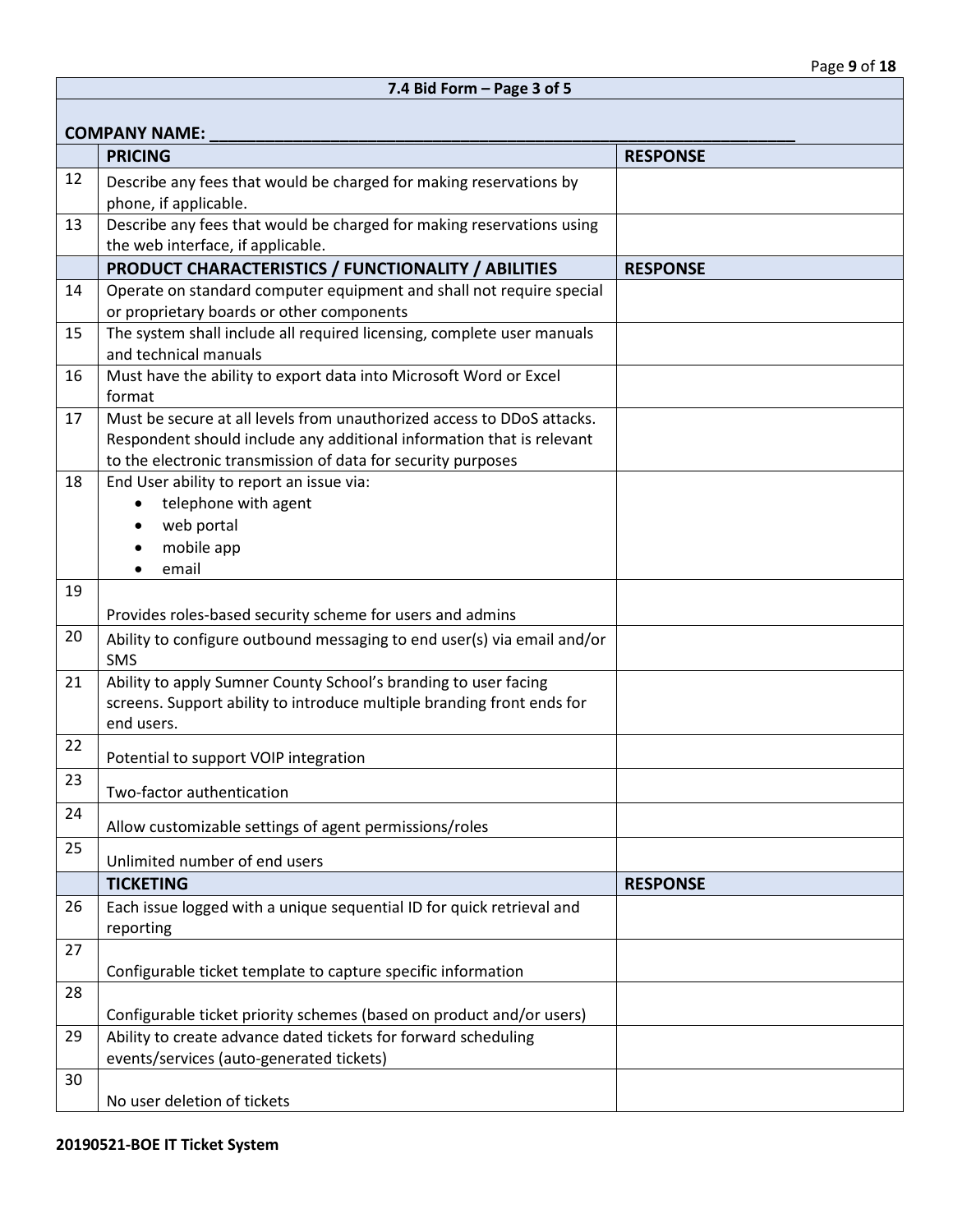| 7.4 Bid Form – Page 3 of 5 | | |
|---|---|---|
| **COMPANY NAME: ___________________________________________** | | |
| | **PRICING** | **RESPONSE** |
| 12 | Describe any fees that would be charged for making reservations by phone, if applicable. | |
| 13 | Describe any fees that would be charged for making reservations using the web interface, if applicable. | |
| | **PRODUCT CHARACTERISTICS / FUNCTIONALITY / ABILITIES** | **RESPONSE** |
| 14 | Operate on standard computer equipment and shall not require special or proprietary boards or other components | |
| 15 | The system shall include all required licensing, complete user manuals and technical manuals | |
| 16 | Must have the ability to export data into Microsoft Word or Excel format | |
| 17 | Must be secure at all levels from unauthorized access to DDoS attacks. Respondent should include any additional information that is relevant to the electronic transmission of data for security purposes | |
| 18 | End User ability to report an issue via: <br>• telephone with agent <br>• web portal <br>• mobile app <br>• email | |
| 19 | Provides roles-based security scheme for users and admins | |
| 20 | Ability to configure outbound messaging to end user(s) via email and/or SMS | |
| 21 | Ability to apply Sumner County School's branding to user facing screens. Support ability to introduce multiple branding front ends for end users. | |
| 22 | Potential to support VOIP integration | |
| 23 | Two-factor authentication | |
| 24 | Allow customizable settings of agent permissions/roles | |
| 25 | Unlimited number of end users | |
| | **TICKETING** | **RESPONSE** |
| 26 | Each issue logged with a unique sequential ID for quick retrieval and reporting | |
| 27 | Configurable ticket template to capture specific information | |
| 28 | Configurable ticket priority schemes (based on product and/or users) | |
| 29 | Ability to create advance dated tickets for forward scheduling events/services (auto-generated tickets) | |
| 30 | No user deletion of tickets | |

**20190521-BOE IT Ticket System**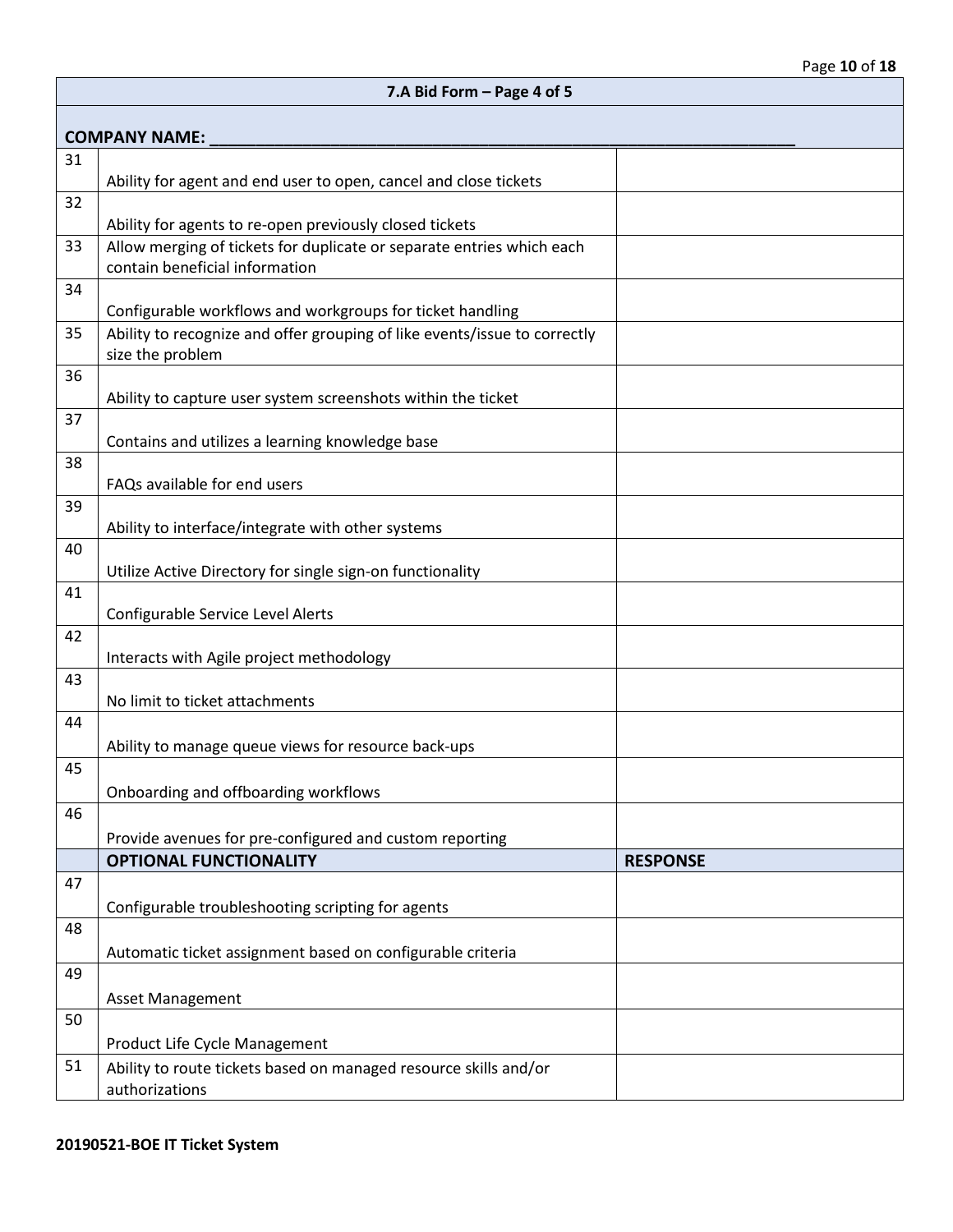## 7.A Bid Form – Page 4 of 5

**COMPANY NAME: ________________________________________________**

| # | Item | |
|---|---|---|
| 31 | Ability for agent and end user to open, cancel and close tickets | |
| 32 | Ability for agents to re-open previously closed tickets | |
| 33 | Allow merging of tickets for duplicate or separate entries which each contain beneficial information | |
| 34 | Configurable workflows and workgroups for ticket handling | |
| 35 | Ability to recognize and offer grouping of like events/issue to correctly size the problem | |
| 36 | Ability to capture user system screenshots within the ticket | |
| 37 | Contains and utilizes a learning knowledge base | |
| 38 | FAQs available for end users | |
| 39 | Ability to interface/integrate with other systems | |
| 40 | Utilize Active Directory for single sign-on functionality | |
| 41 | Configurable Service Level Alerts | |
| 42 | Interacts with Agile project methodology | |
| 43 | No limit to ticket attachments | |
| 44 | Ability to manage queue views for resource back-ups | |
| 45 | Onboarding and offboarding workflows | |
| 46 | Provide avenues for pre-configured and custom reporting | |
| | **OPTIONAL FUNCTIONALITY** | **RESPONSE** |
| 47 | Configurable troubleshooting scripting for agents | |
| 48 | Automatic ticket assignment based on configurable criteria | |
| 49 | Asset Management | |
| 50 | Product Life Cycle Management | |
| 51 | Ability to route tickets based on managed resource skills and/or authorizations | |

**20190521-BOE IT Ticket System**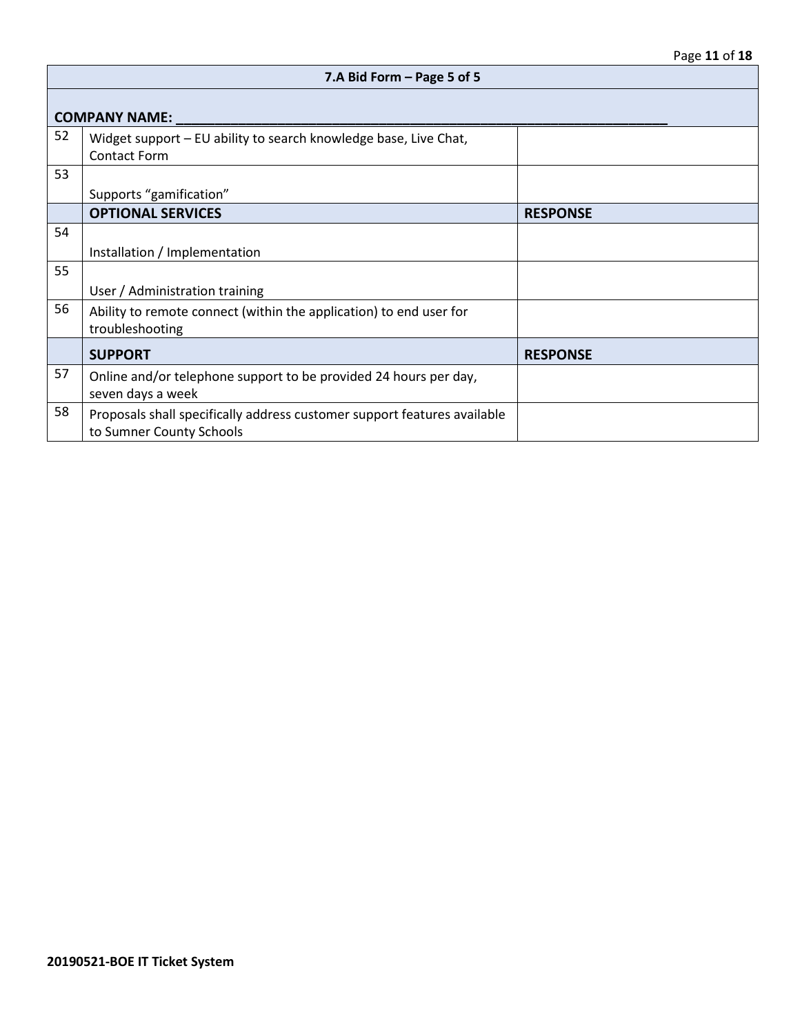| 7.A Bid Form – Page 5 of 5 | | |
|---|---|---|
| **COMPANY NAME: \_\_\_\_\_\_\_\_\_\_\_\_\_\_\_\_\_\_\_\_\_\_\_\_\_\_\_\_\_\_\_\_\_\_\_\_\_\_\_\_\_\_\_\_\_\_\_\_\_\_\_\_\_\_\_\_\_\_\_\_** | | |
| 52 | Widget support – EU ability to search knowledge base, Live Chat, Contact Form | |
| 53 | Supports "gamification" | |
| | **OPTIONAL SERVICES** | **RESPONSE** |
| 54 | Installation / Implementation | |
| 55 | User / Administration training | |
| 56 | Ability to remote connect (within the application) to end user for troubleshooting | |
| | **SUPPORT** | **RESPONSE** |
| 57 | Online and/or telephone support to be provided 24 hours per day, seven days a week | |
| 58 | Proposals shall specifically address customer support features available to Sumner County Schools | |

**20190521-BOE IT Ticket System**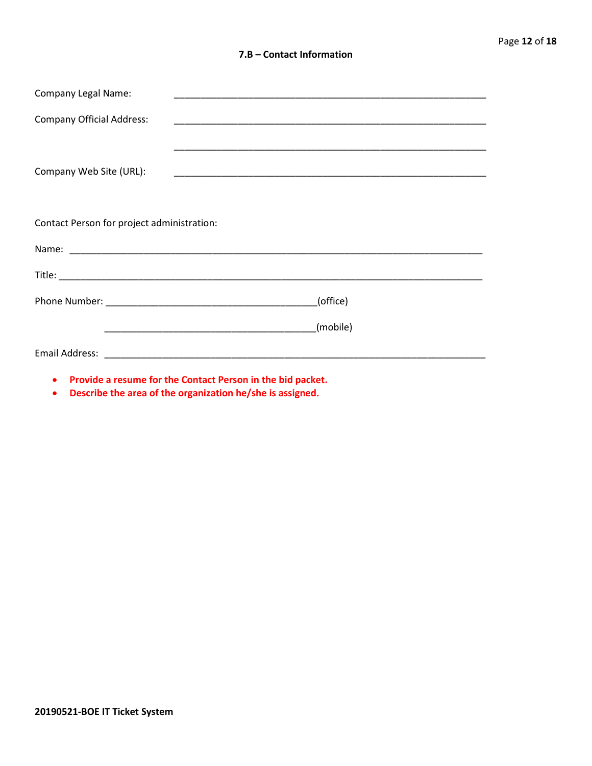### 7.B – Contact Information

Company Legal Name: ____________________________________________________________

Company Official Address: ____________________________________________________________

____________________________________________________________

Company Web Site (URL): ____________________________________________________________

Contact Person for project administration:

Name: ________________________________________________________________________________

Title: _________________________________________________________________________________

Phone Number: ________________________________________(office)

________________________________________(mobile)

Email Address: _________________________________________________________________________

- **Provide a resume for the Contact Person in the bid packet.**
- **Describe the area of the organization he/she is assigned.**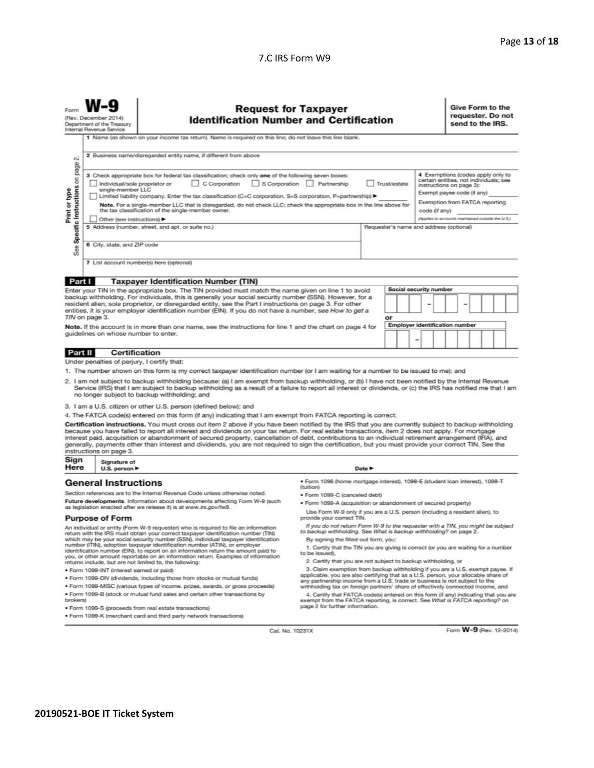7.C IRS Form W9

Form **W-9**
(Rev. December 2014)
Department of the Treasury
Internal Revenue Service

# Request for Taxpayer Identification Number and Certification

**Give Form to the requester. Do not send to the IRS.**

Print or type
See Specific Instructions on page 2.

1 Name (as shown on your income tax return). Name is required on this line; do not leave this line blank.

2 Business name/disregarded entity name, if different from above

3 Check appropriate box for federal tax classification; check only **one** of the following seven boxes:

☐ Individual/sole proprietor or single-member LLC ☐ C Corporation ☐ S Corporation ☐ Partnership ☐ Trust/estate

☐ Limited liability company. Enter the tax classification (C=C corporation, S=S corporation, P=partnership) ▶

**Note.** For a single-member LLC that is disregarded, do not check LLC; check the appropriate box in the line above for the tax classification of the single-member owner.

☐ Other (see instructions) ▶

4 Exemptions (codes apply only to certain entities, not individuals; see instructions on page 3):

Exempt payee code (if any)

Exemption from FATCA reporting code (if any)

*(Applies to accounts maintained outside the U.S.)*

5 Address (number, street, and apt. or suite no.)

Requester's name and address (optional)

6 City, state, and ZIP code

7 List account number(s) here (optional)

## Part I Taxpayer Identification Number (TIN)

Enter your TIN in the appropriate box. The TIN provided must match the name given on line 1 to avoid backup withholding. For individuals, this is generally your social security number (SSN). However, for a resident alien, sole proprietor, or disregarded entity, see the Part I instructions on page 3. For other entities, it is your employer identification number (EIN). If you do not have a number, see *How to get a TIN* on page 3.

**Note.** If the account is in more than one name, see the instructions for line 1 and the chart on page 4 for guidelines on whose number to enter.

Social security number

or

Employer identification number

## Part II Certification

Under penalties of perjury, I certify that:

1. The number shown on this form is my correct taxpayer identification number (or I am waiting for a number to be issued to me); and
2. I am not subject to backup withholding because: (a) I am exempt from backup withholding, or (b) I have not been notified by the Internal Revenue Service (IRS) that I am subject to backup withholding as a result of a failure to report all interest or dividends, or (c) the IRS has notified me that I am no longer subject to backup withholding; and
3. I am a U.S. citizen or other U.S. person (defined below); and
4. The FATCA code(s) entered on this form (if any) indicating that I am exempt from FATCA reporting is correct.

**Certification instructions.** You must cross out item 2 above if you have been notified by the IRS that you are currently subject to backup withholding because you have failed to report all interest and dividends on your tax return. For real estate transactions, item 2 does not apply. For mortgage interest paid, acquisition or abandonment of secured property, cancellation of debt, contributions to an individual retirement arrangement (IRA), and generally, payments other than interest and dividends, you are not required to sign the certification, but you must provide your correct TIN. See the instructions on page 3.

**Sign Here** Signature of U.S. person ▶ Date ▶

## General Instructions

Section references are to the Internal Revenue Code unless otherwise noted.

**Future developments.** Information about developments affecting Form W-9 (such as legislation enacted after we release it) is at *www.irs.gov/fw9*.

### Purpose of Form

An individual or entity (Form W-9 requester) who is required to file an information return with the IRS must obtain your correct taxpayer identification number (TIN) which may be your social security number (SSN), individual taxpayer identification number (ITIN), adoption taxpayer identification number (ATIN), or employer identification number (EIN), to report on an information return the amount paid to you, or other amount reportable on an information return. Examples of information returns include, but are not limited to, the following:

- Form 1099-INT (interest earned or paid)
- Form 1099-DIV (dividends, including those from stocks or mutual funds)
- Form 1099-MISC (various types of income, prizes, awards, or gross proceeds)
- Form 1099-B (stock or mutual fund sales and certain other transactions by brokers)
- Form 1099-S (proceeds from real estate transactions)
- Form 1099-K (merchant card and third party network transactions)
- Form 1098 (home mortgage interest), 1098-E (student loan interest), 1098-T (tuition)
- Form 1099-C (canceled debt)
- Form 1099-A (acquisition or abandonment of secured property)

Use Form W-9 only if you are a U.S. person (including a resident alien), to provide your correct TIN.

*If you do not return Form W-9 to the requester with a TIN, you might be subject to backup withholding. See What is backup withholding? on page 2.*

By signing the filled-out form, you:

1. Certify that the TIN you are giving is correct (or you are waiting for a number to be issued),
2. Certify that you are not subject to backup withholding, or
3. Claim exemption from backup withholding if you are a U.S. exempt payee. If applicable, you are also certifying that as a U.S. person, your allocable share of any partnership income from a U.S. trade or business is not subject to the withholding tax on foreign partners' share of effectively connected income, and
4. Certify that FATCA code(s) entered on this form (if any) indicating that you are exempt from the FATCA reporting, is correct. See *What is FATCA reporting?* on page 2 for further information.

Cat. No. 10231X

Form **W-9** (Rev. 12-2014)

**20190521-BOE IT Ticket System**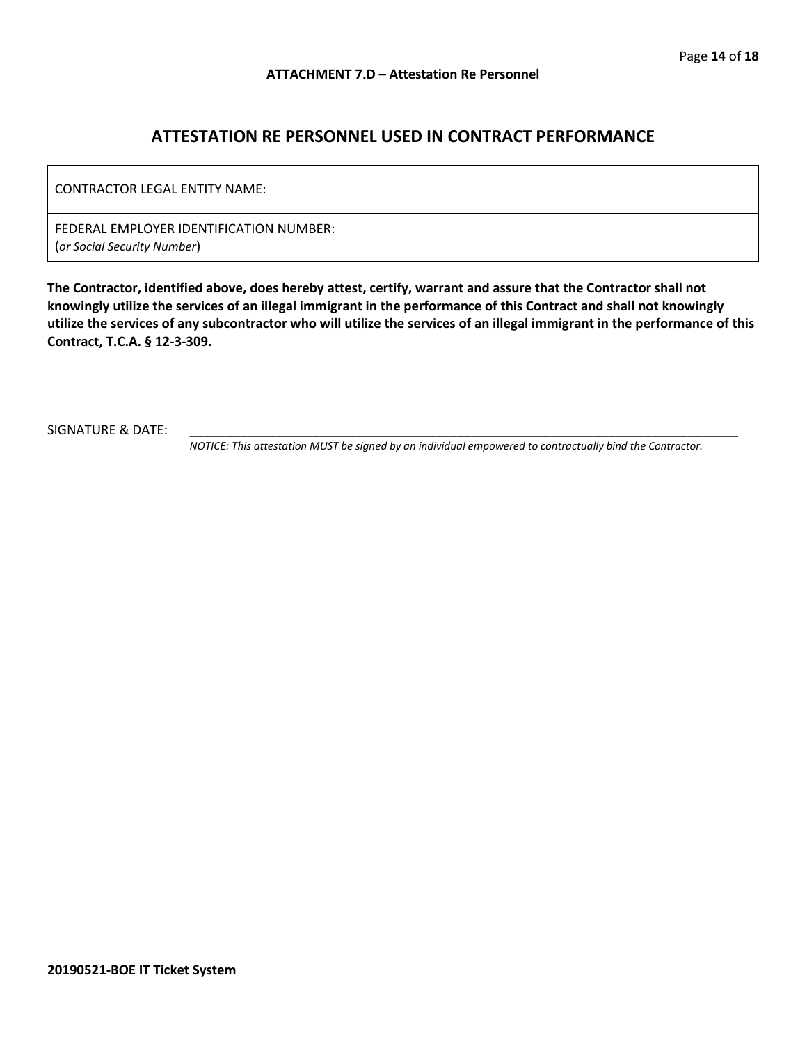**ATTACHMENT 7.D – Attestation Re Personnel**

## ATTESTATION RE PERSONNEL USED IN CONTRACT PERFORMANCE

| | |
|---|---|
| CONTRACTOR LEGAL ENTITY NAME: | |
| FEDERAL EMPLOYER IDENTIFICATION NUMBER: (*or Social Security Number*) | |

**The Contractor, identified above, does hereby attest, certify, warrant and assure that the Contractor shall not knowingly utilize the services of an illegal immigrant in the performance of this Contract and shall not knowingly utilize the services of any subcontractor who will utilize the services of an illegal immigrant in the performance of this Contract, T.C.A. § 12-3-309.**

SIGNATURE & DATE: ___________________________________________________________________________

*NOTICE: This attestation MUST be signed by an individual empowered to contractually bind the Contractor.*

**20190521-BOE IT Ticket System**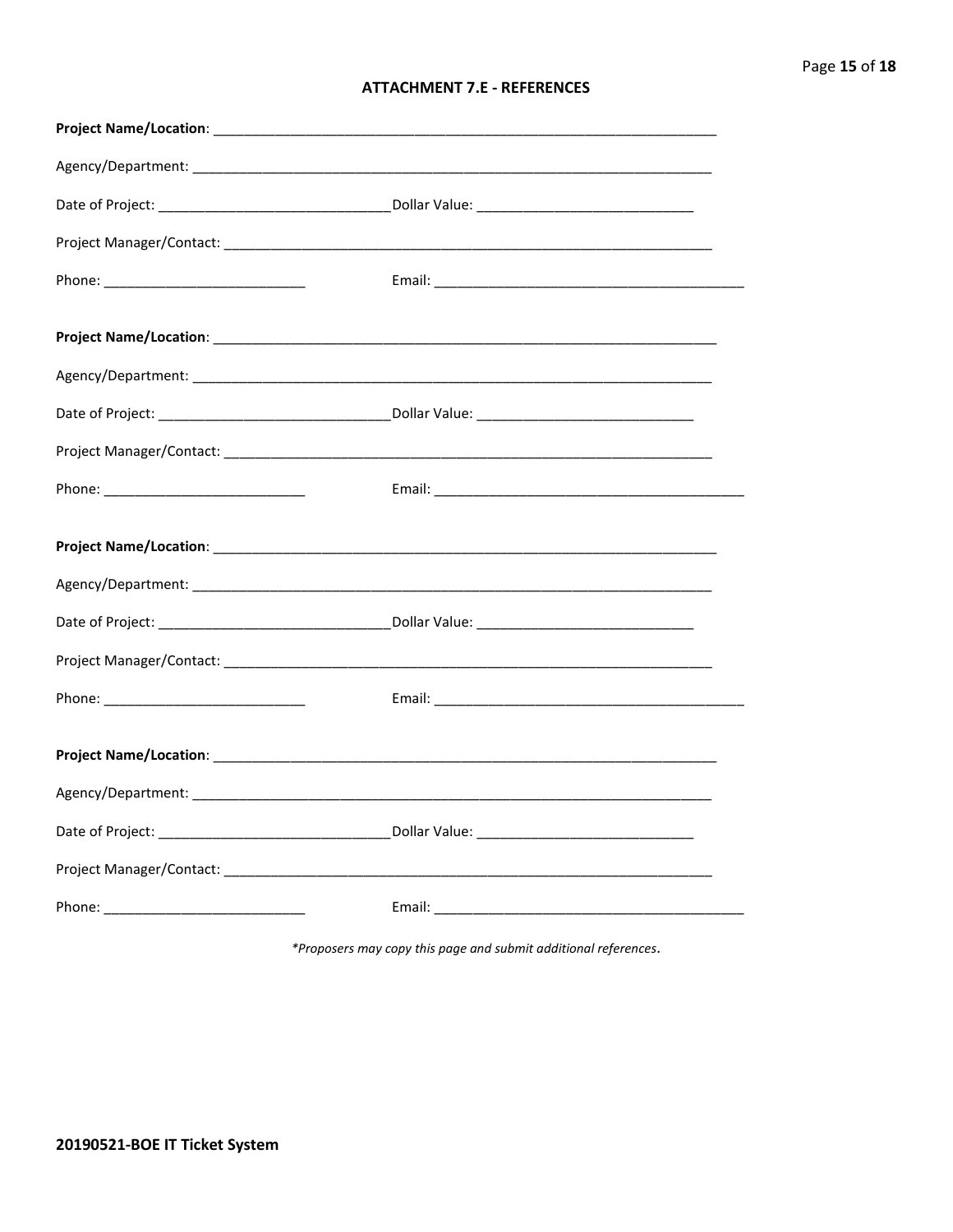## ATTACHMENT 7.E - REFERENCES

**Project Name/Location**: _______________________________________________________________________

Agency/Department: _________________________________________________________________________

Date of Project: ______________________________Dollar Value: ____________________________

Project Manager/Contact: _____________________________________________________________________

Phone: __________________________ Email: ________________________________________

**Project Name/Location**: _______________________________________________________________________

Agency/Department: _________________________________________________________________________

Date of Project: ______________________________Dollar Value: ____________________________

Project Manager/Contact: _____________________________________________________________________

Phone: __________________________ Email: ________________________________________

**Project Name/Location**: _______________________________________________________________________

Agency/Department: _________________________________________________________________________

Date of Project: ______________________________Dollar Value: ____________________________

Project Manager/Contact: _____________________________________________________________________

Phone: __________________________ Email: ________________________________________

**Project Name/Location**: _______________________________________________________________________

Agency/Department: _________________________________________________________________________

Date of Project: ______________________________Dollar Value: ____________________________

Project Manager/Contact: _____________________________________________________________________

Phone: __________________________ Email: ________________________________________

*\*Proposers may copy this page and submit additional references.*

**20190521-BOE IT Ticket System**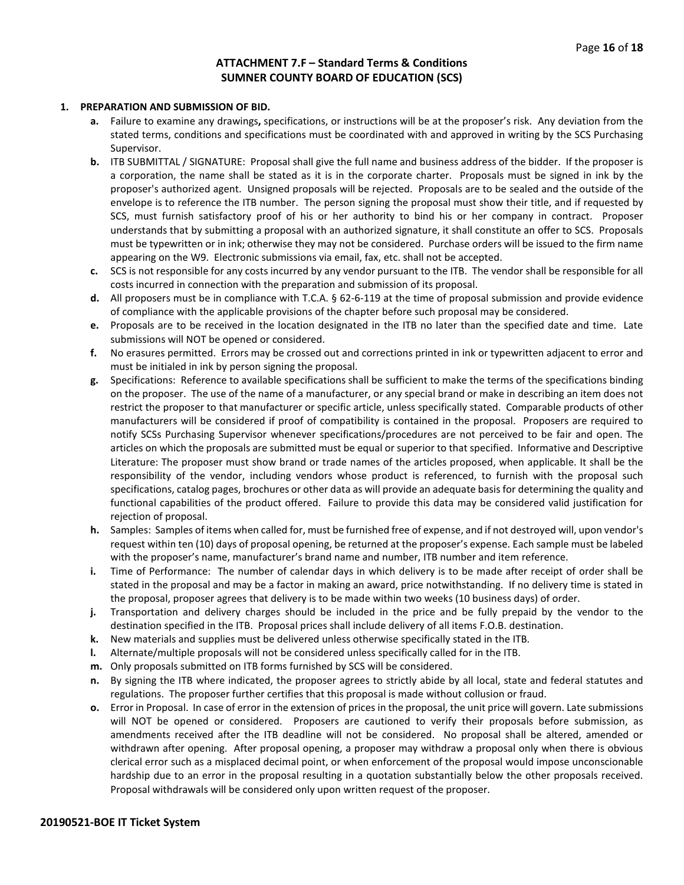## ATTACHMENT 7.F – Standard Terms & Conditions
## SUMNER COUNTY BOARD OF EDUCATION (SCS)

**1. PREPARATION AND SUBMISSION OF BID.**

- **a.** Failure to examine any drawings**,** specifications, or instructions will be at the proposer's risk. Any deviation from the stated terms, conditions and specifications must be coordinated with and approved in writing by the SCS Purchasing Supervisor.
- **b.** ITB SUBMITTAL / SIGNATURE: Proposal shall give the full name and business address of the bidder. If the proposer is a corporation, the name shall be stated as it is in the corporate charter. Proposals must be signed in ink by the proposer's authorized agent. Unsigned proposals will be rejected. Proposals are to be sealed and the outside of the envelope is to reference the ITB number. The person signing the proposal must show their title, and if requested by SCS, must furnish satisfactory proof of his or her authority to bind his or her company in contract. Proposer understands that by submitting a proposal with an authorized signature, it shall constitute an offer to SCS. Proposals must be typewritten or in ink; otherwise they may not be considered. Purchase orders will be issued to the firm name appearing on the W9. Electronic submissions via email, fax, etc. shall not be accepted.
- **c.** SCS is not responsible for any costs incurred by any vendor pursuant to the ITB. The vendor shall be responsible for all costs incurred in connection with the preparation and submission of its proposal.
- **d.** All proposers must be in compliance with T.C.A. § 62-6-119 at the time of proposal submission and provide evidence of compliance with the applicable provisions of the chapter before such proposal may be considered.
- **e.** Proposals are to be received in the location designated in the ITB no later than the specified date and time. Late submissions will NOT be opened or considered.
- **f.** No erasures permitted. Errors may be crossed out and corrections printed in ink or typewritten adjacent to error and must be initialed in ink by person signing the proposal.
- **g.** Specifications: Reference to available specifications shall be sufficient to make the terms of the specifications binding on the proposer. The use of the name of a manufacturer, or any special brand or make in describing an item does not restrict the proposer to that manufacturer or specific article, unless specifically stated. Comparable products of other manufacturers will be considered if proof of compatibility is contained in the proposal. Proposers are required to notify SCSs Purchasing Supervisor whenever specifications/procedures are not perceived to be fair and open. The articles on which the proposals are submitted must be equal or superior to that specified. Informative and Descriptive Literature: The proposer must show brand or trade names of the articles proposed, when applicable. It shall be the responsibility of the vendor, including vendors whose product is referenced, to furnish with the proposal such specifications, catalog pages, brochures or other data as will provide an adequate basis for determining the quality and functional capabilities of the product offered. Failure to provide this data may be considered valid justification for rejection of proposal.
- **h.** Samples: Samples of items when called for, must be furnished free of expense, and if not destroyed will, upon vendor's request within ten (10) days of proposal opening, be returned at the proposer's expense. Each sample must be labeled with the proposer's name, manufacturer's brand name and number, ITB number and item reference.
- **i.** Time of Performance: The number of calendar days in which delivery is to be made after receipt of order shall be stated in the proposal and may be a factor in making an award, price notwithstanding. If no delivery time is stated in the proposal, proposer agrees that delivery is to be made within two weeks (10 business days) of order.
- **j.** Transportation and delivery charges should be included in the price and be fully prepaid by the vendor to the destination specified in the ITB. Proposal prices shall include delivery of all items F.O.B. destination.
- **k.** New materials and supplies must be delivered unless otherwise specifically stated in the ITB.
- **l.** Alternate/multiple proposals will not be considered unless specifically called for in the ITB.
- **m.** Only proposals submitted on ITB forms furnished by SCS will be considered.
- **n.** By signing the ITB where indicated, the proposer agrees to strictly abide by all local, state and federal statutes and regulations. The proposer further certifies that this proposal is made without collusion or fraud.
- **o.** Error in Proposal. In case of error in the extension of prices in the proposal, the unit price will govern. Late submissions will NOT be opened or considered. Proposers are cautioned to verify their proposals before submission, as amendments received after the ITB deadline will not be considered. No proposal shall be altered, amended or withdrawn after opening. After proposal opening, a proposer may withdraw a proposal only when there is obvious clerical error such as a misplaced decimal point, or when enforcement of the proposal would impose unconscionable hardship due to an error in the proposal resulting in a quotation substantially below the other proposals received. Proposal withdrawals will be considered only upon written request of the proposer.

**20190521-BOE IT Ticket System**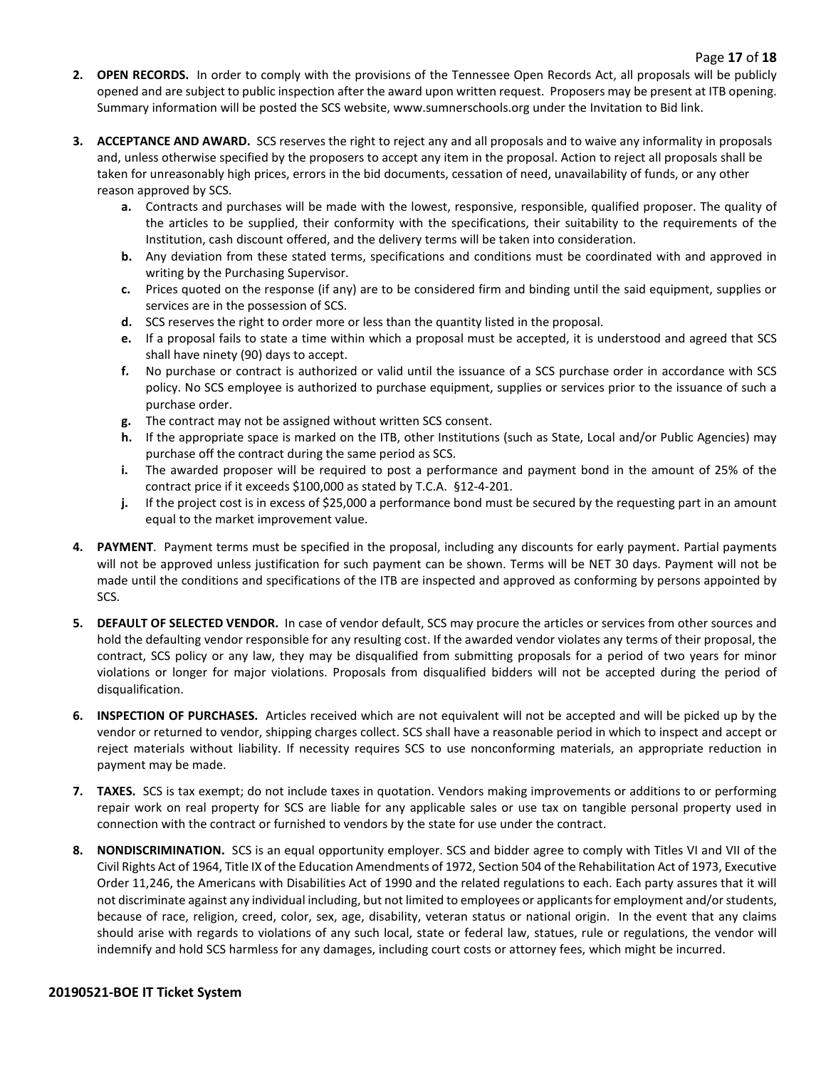2. **OPEN RECORDS.** In order to comply with the provisions of the Tennessee Open Records Act, all proposals will be publicly opened and are subject to public inspection after the award upon written request. Proposers may be present at ITB opening. Summary information will be posted the SCS website, www.sumnerschools.org under the Invitation to Bid link.

3. **ACCEPTANCE AND AWARD.** SCS reserves the right to reject any and all proposals and to waive any informality in proposals and, unless otherwise specified by the proposers to accept any item in the proposal. Action to reject all proposals shall be taken for unreasonably high prices, errors in the bid documents, cessation of need, unavailability of funds, or any other reason approved by SCS.
   - **a.** Contracts and purchases will be made with the lowest, responsive, responsible, qualified proposer. The quality of the articles to be supplied, their conformity with the specifications, their suitability to the requirements of the Institution, cash discount offered, and the delivery terms will be taken into consideration.
   - **b.** Any deviation from these stated terms, specifications and conditions must be coordinated with and approved in writing by the Purchasing Supervisor.
   - **c.** Prices quoted on the response (if any) are to be considered firm and binding until the said equipment, supplies or services are in the possession of SCS.
   - **d.** SCS reserves the right to order more or less than the quantity listed in the proposal.
   - **e.** If a proposal fails to state a time within which a proposal must be accepted, it is understood and agreed that SCS shall have ninety (90) days to accept.
   - **f.** No purchase or contract is authorized or valid until the issuance of a SCS purchase order in accordance with SCS policy. No SCS employee is authorized to purchase equipment, supplies or services prior to the issuance of such a purchase order.
   - **g.** The contract may not be assigned without written SCS consent.
   - **h.** If the appropriate space is marked on the ITB, other Institutions (such as State, Local and/or Public Agencies) may purchase off the contract during the same period as SCS.
   - **i.** The awarded proposer will be required to post a performance and payment bond in the amount of 25% of the contract price if it exceeds $100,000 as stated by T.C.A. §12-4-201.
   - **j.** If the project cost is in excess of $25,000 a performance bond must be secured by the requesting part in an amount equal to the market improvement value.

4. **PAYMENT**. Payment terms must be specified in the proposal, including any discounts for early payment. Partial payments will not be approved unless justification for such payment can be shown. Terms will be NET 30 days. Payment will not be made until the conditions and specifications of the ITB are inspected and approved as conforming by persons appointed by SCS.

5. **DEFAULT OF SELECTED VENDOR.** In case of vendor default, SCS may procure the articles or services from other sources and hold the defaulting vendor responsible for any resulting cost. If the awarded vendor violates any terms of their proposal, the contract, SCS policy or any law, they may be disqualified from submitting proposals for a period of two years for minor violations or longer for major violations. Proposals from disqualified bidders will not be accepted during the period of disqualification.

6. **INSPECTION OF PURCHASES.** Articles received which are not equivalent will not be accepted and will be picked up by the vendor or returned to vendor, shipping charges collect. SCS shall have a reasonable period in which to inspect and accept or reject materials without liability. If necessity requires SCS to use nonconforming materials, an appropriate reduction in payment may be made.

7. **TAXES.** SCS is tax exempt; do not include taxes in quotation. Vendors making improvements or additions to or performing repair work on real property for SCS are liable for any applicable sales or use tax on tangible personal property used in connection with the contract or furnished to vendors by the state for use under the contract.

8. **NONDISCRIMINATION.** SCS is an equal opportunity employer. SCS and bidder agree to comply with Titles VI and VII of the Civil Rights Act of 1964, Title IX of the Education Amendments of 1972, Section 504 of the Rehabilitation Act of 1973, Executive Order 11,246, the Americans with Disabilities Act of 1990 and the related regulations to each. Each party assures that it will not discriminate against any individual including, but not limited to employees or applicants for employment and/or students, because of race, religion, creed, color, sex, age, disability, veteran status or national origin. In the event that any claims should arise with regards to violations of any such local, state or federal law, statues, rule or regulations, the vendor will indemnify and hold SCS harmless for any damages, including court costs or attorney fees, which might be incurred.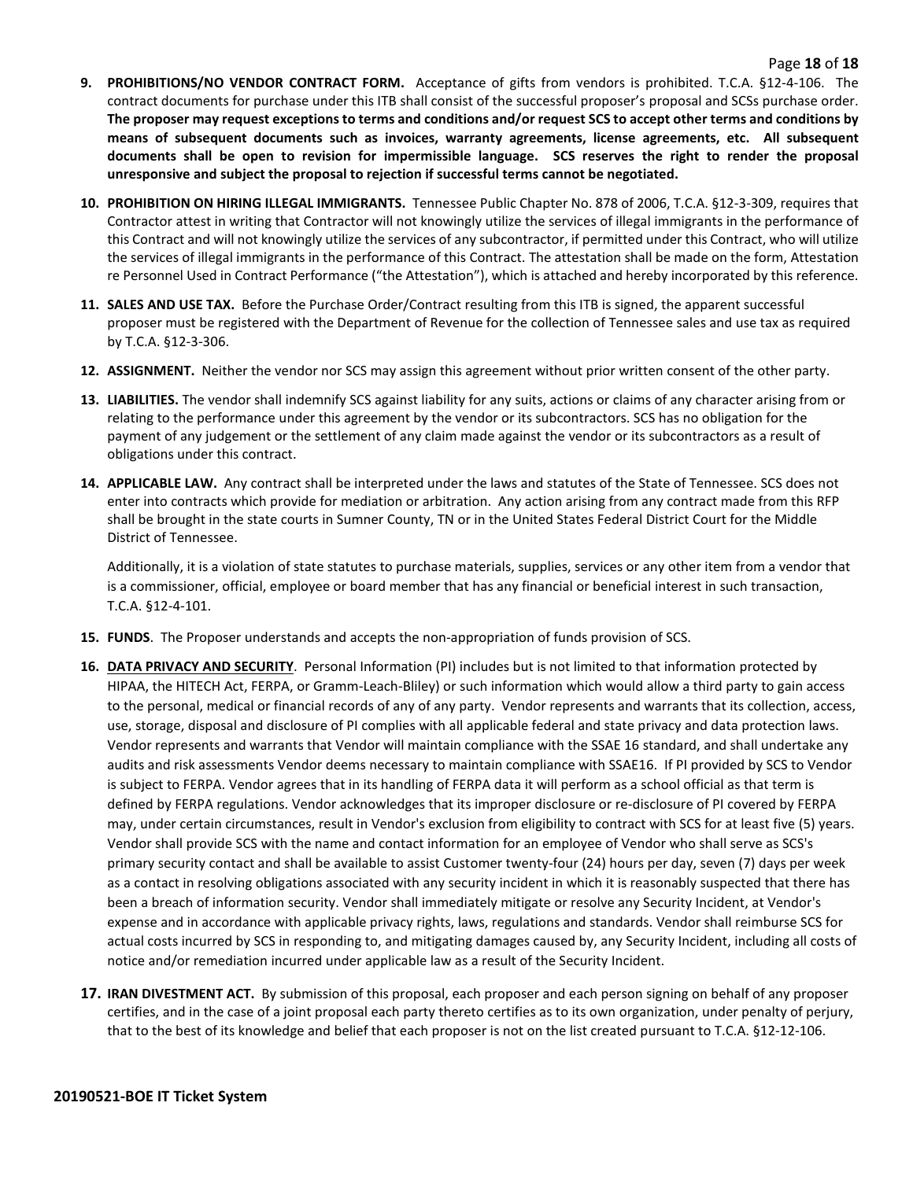9. **PROHIBITIONS/NO VENDOR CONTRACT FORM.** Acceptance of gifts from vendors is prohibited. T.C.A. §12-4-106. The contract documents for purchase under this ITB shall consist of the successful proposer's proposal and SCSs purchase order. **The proposer may request exceptions to terms and conditions and/or request SCS to accept other terms and conditions by means of subsequent documents such as invoices, warranty agreements, license agreements, etc. All subsequent documents shall be open to revision for impermissible language. SCS reserves the right to render the proposal unresponsive and subject the proposal to rejection if successful terms cannot be negotiated.**

10. **PROHIBITION ON HIRING ILLEGAL IMMIGRANTS.** Tennessee Public Chapter No. 878 of 2006, T.C.A. §12-3-309, requires that Contractor attest in writing that Contractor will not knowingly utilize the services of illegal immigrants in the performance of this Contract and will not knowingly utilize the services of any subcontractor, if permitted under this Contract, who will utilize the services of illegal immigrants in the performance of this Contract. The attestation shall be made on the form, Attestation re Personnel Used in Contract Performance ("the Attestation"), which is attached and hereby incorporated by this reference.

11. **SALES AND USE TAX.** Before the Purchase Order/Contract resulting from this ITB is signed, the apparent successful proposer must be registered with the Department of Revenue for the collection of Tennessee sales and use tax as required by T.C.A. §12-3-306.

12. **ASSIGNMENT.** Neither the vendor nor SCS may assign this agreement without prior written consent of the other party.

13. **LIABILITIES.** The vendor shall indemnify SCS against liability for any suits, actions or claims of any character arising from or relating to the performance under this agreement by the vendor or its subcontractors. SCS has no obligation for the payment of any judgement or the settlement of any claim made against the vendor or its subcontractors as a result of obligations under this contract.

14. **APPLICABLE LAW.** Any contract shall be interpreted under the laws and statutes of the State of Tennessee. SCS does not enter into contracts which provide for mediation or arbitration. Any action arising from any contract made from this RFP shall be brought in the state courts in Sumner County, TN or in the United States Federal District Court for the Middle District of Tennessee.

    Additionally, it is a violation of state statutes to purchase materials, supplies, services or any other item from a vendor that is a commissioner, official, employee or board member that has any financial or beneficial interest in such transaction, T.C.A. §12-4-101.

15. **FUNDS**. The Proposer understands and accepts the non-appropriation of funds provision of SCS.

16. **DATA PRIVACY AND SECURITY**. Personal Information (PI) includes but is not limited to that information protected by HIPAA, the HITECH Act, FERPA, or Gramm-Leach-Bliley) or such information which would allow a third party to gain access to the personal, medical or financial records of any of any party. Vendor represents and warrants that its collection, access, use, storage, disposal and disclosure of PI complies with all applicable federal and state privacy and data protection laws. Vendor represents and warrants that Vendor will maintain compliance with the SSAE 16 standard, and shall undertake any audits and risk assessments Vendor deems necessary to maintain compliance with SSAE16. If PI provided by SCS to Vendor is subject to FERPA. Vendor agrees that in its handling of FERPA data it will perform as a school official as that term is defined by FERPA regulations. Vendor acknowledges that its improper disclosure or re-disclosure of PI covered by FERPA may, under certain circumstances, result in Vendor's exclusion from eligibility to contract with SCS for at least five (5) years. Vendor shall provide SCS with the name and contact information for an employee of Vendor who shall serve as SCS's primary security contact and shall be available to assist Customer twenty-four (24) hours per day, seven (7) days per week as a contact in resolving obligations associated with any security incident in which it is reasonably suspected that there has been a breach of information security. Vendor shall immediately mitigate or resolve any Security Incident, at Vendor's expense and in accordance with applicable privacy rights, laws, regulations and standards. Vendor shall reimburse SCS for actual costs incurred by SCS in responding to, and mitigating damages caused by, any Security Incident, including all costs of notice and/or remediation incurred under applicable law as a result of the Security Incident.

17. **IRAN DIVESTMENT ACT.** By submission of this proposal, each proposer and each person signing on behalf of any proposer certifies, and in the case of a joint proposal each party thereto certifies as to its own organization, under penalty of perjury, that to the best of its knowledge and belief that each proposer is not on the list created pursuant to T.C.A. §12-12-106.

**20190521-BOE IT Ticket System**